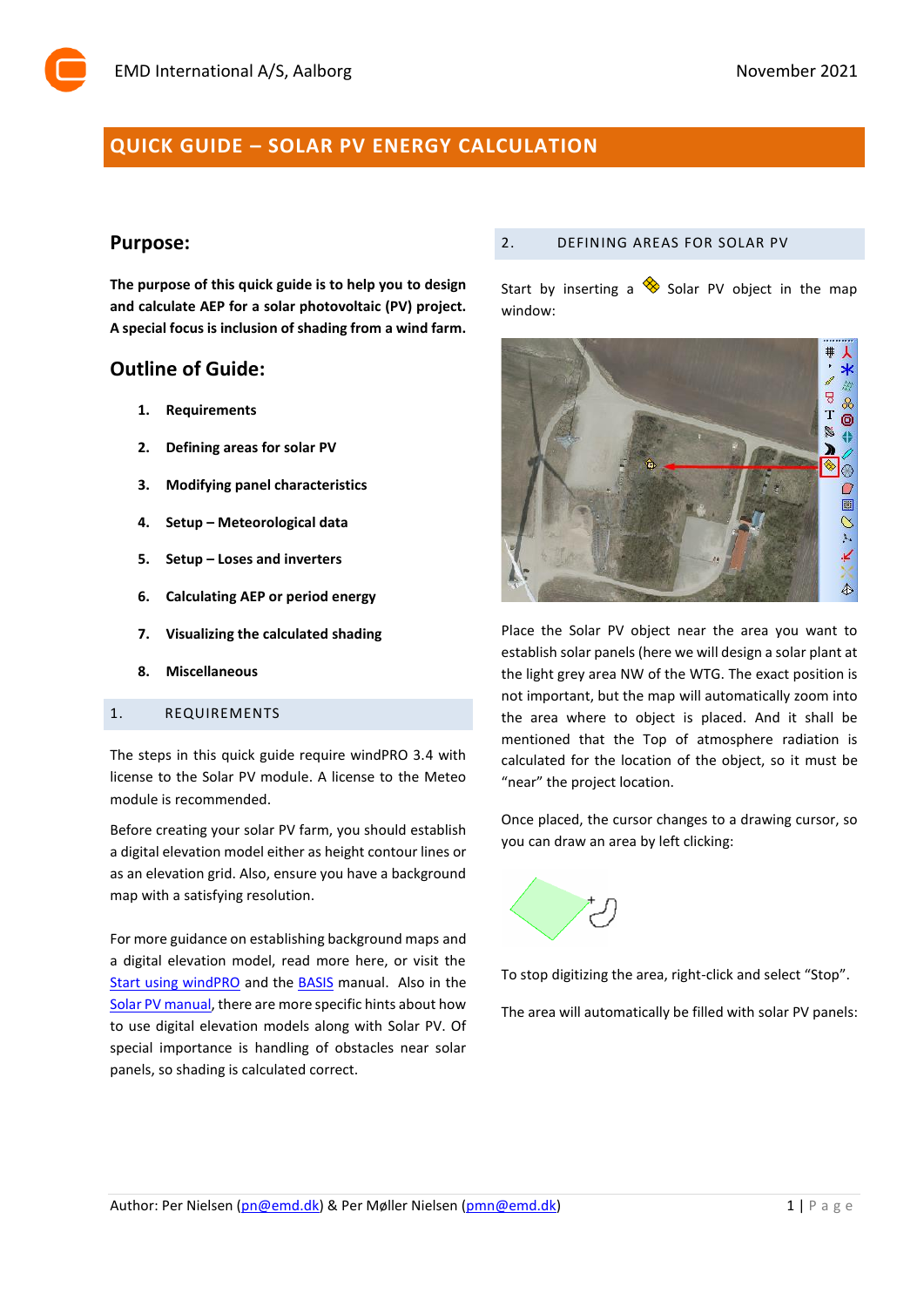# QUICK GUIDE – SOLAR PV ENERGY CALCULATION

## Purpose:

**The purpose of this quick guide is to help you to design and calculate AEP for a solar photovoltaic (PV) project. A special focus is inclusion of shading from a wind farm.**

## Outline of Guide:

1. **Requirements**
2. **Defining areas for solar PV**
3. **Modifying panel characteristics**
4. **Setup – Meteorological data**
5. **Setup – Loses and inverters**
6. **Calculating AEP or period energy**
7. **Visualizing the calculated shading**
8. **Miscellaneous**

### 1. REQUIREMENTS

The steps in this quick guide require windPRO 3.4 with license to the Solar PV module. A license to the Meteo module is recommended.

Before creating your solar PV farm, you should establish a digital elevation model either as height contour lines or as an elevation grid. Also, ensure you have a background map with a satisfying resolution.

For more guidance on establishing background maps and a digital elevation model, read more here, or visit the [Start using windPRO] and the [BASIS] manual. Also in the [Solar PV manual], there are more specific hints about how to use digital elevation models along with Solar PV. Of special importance is handling of obstacles near solar panels, so shading is calculated correct.

### 2. DEFINING AREAS FOR SOLAR PV

Start by inserting a Solar PV object in the map window:

Place the Solar PV object near the area you want to establish solar panels (here we will design a solar plant at the light grey area NW of the WTG. The exact position is not important, but the map will automatically zoom into the area where to object is placed. And it shall be mentioned that the Top of atmosphere radiation is calculated for the location of the object, so it must be "near" the project location.

Once placed, the cursor changes to a drawing cursor, so you can draw an area by left clicking:

To stop digitizing the area, right-click and select "Stop".

The area will automatically be filled with solar PV panels:

Author: Per Nielsen (pn@emd.dk) & Per Møller Nielsen (pmn@emd.dk)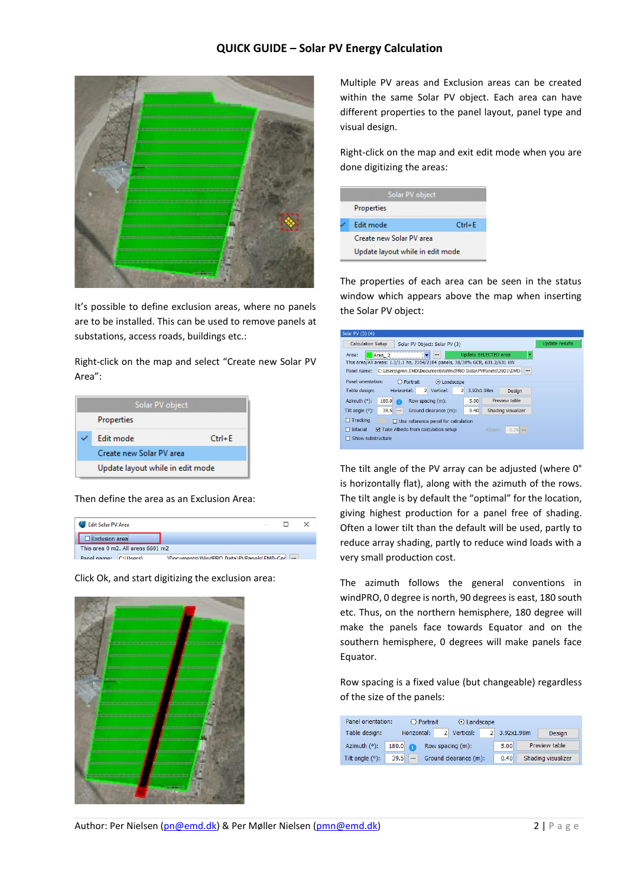It's possible to define exclusion areas, where no panels are to be installed. This can be used to remove panels at substations, access roads, buildings etc.:

Right-click on the map and select "Create new Solar PV Area":

Then define the area as an Exclusion Area:

Click Ok, and start digitizing the exclusion area:

Multiple PV areas and Exclusion areas can be created within the same Solar PV object. Each area can have different properties to the panel layout, panel type and visual design.

Right-click on the map and exit edit mode when you are done digitizing the areas:

The properties of each area can be seen in the status window which appears above the map when inserting the Solar PV object:

The tilt angle of the PV array can be adjusted (where 0° is horizontally flat), along with the azimuth of the rows. The tilt angle is by default the "optimal" for the location, giving highest production for a panel free of shading. Often a lower tilt than the default will be used, partly to reduce array shading, partly to reduce wind loads with a very small production cost.

The azimuth follows the general conventions in windPRO, 0 degree is north, 90 degrees is east, 180 south etc. Thus, on the northern hemisphere, 180 degree will make the panels face towards Equator and on the southern hemisphere, 0 degrees will make panels face Equator.

Row spacing is a fixed value (but changeable) regardless of the size of the panels:

Author: Per Nielsen (pn@emd.dk) & Per Møller Nielsen (pmn@emd.dk)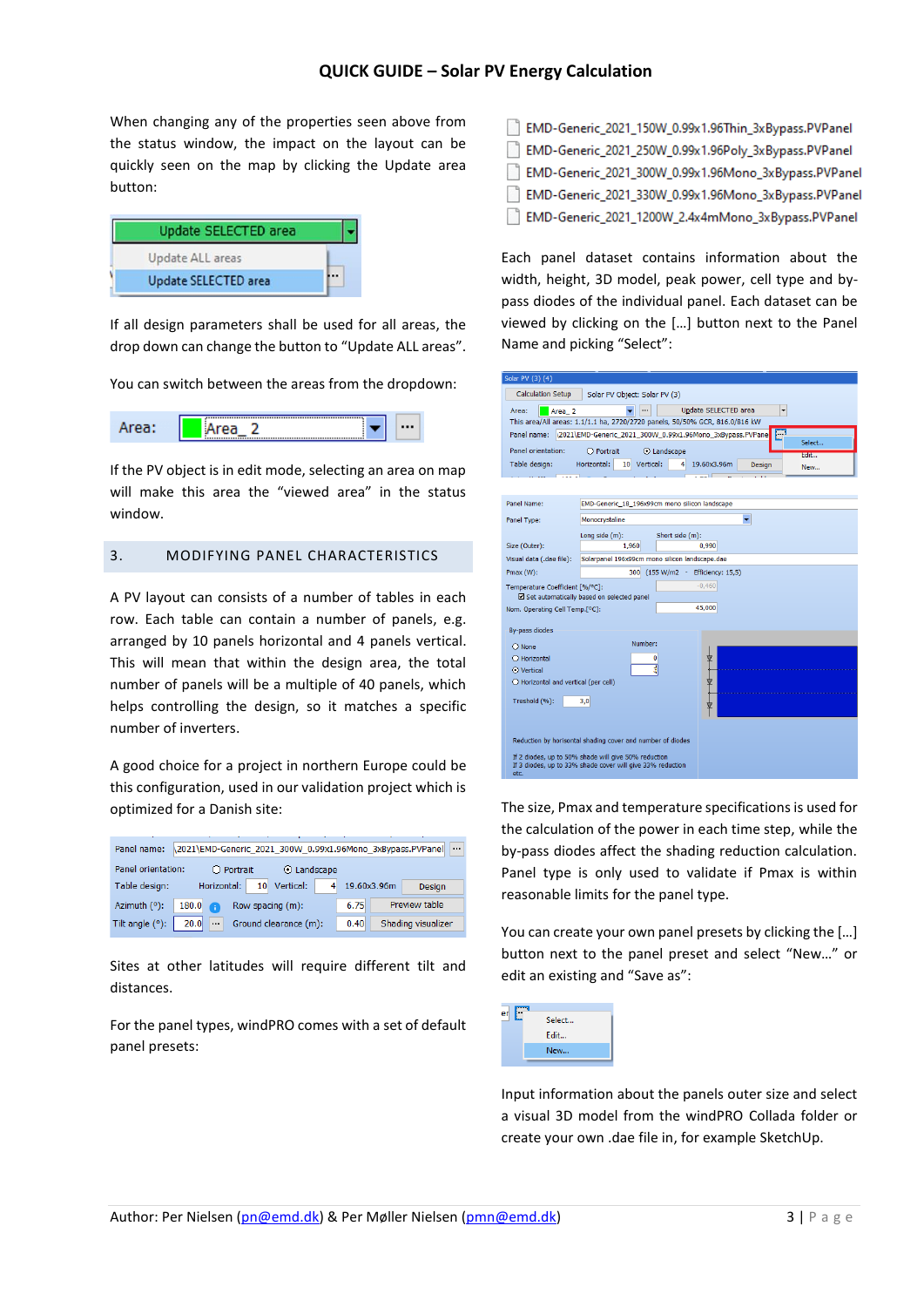When changing any of the properties seen above from the status window, the impact on the layout can be quickly seen on the map by clicking the Update area button:

If all design parameters shall be used for all areas, the drop down can change the button to "Update ALL areas".

You can switch between the areas from the dropdown:

If the PV object is in edit mode, selecting an area on map will make this area the "viewed area" in the status window.

## 3. MODIFYING PANEL CHARACTERISTICS

A PV layout can consists of a number of tables in each row. Each table can contain a number of panels, e.g. arranged by 10 panels horizontal and 4 panels vertical. This will mean that within the design area, the total number of panels will be a multiple of 40 panels, which helps controlling the design, so it matches a specific number of inverters.

A good choice for a project in northern Europe could be this configuration, used in our validation project which is optimized for a Danish site:

Sites at other latitudes will require different tilt and distances.

For the panel types, windPRO comes with a set of default panel presets:

- EMD-Generic_2021_150W_0.99x1.96Thin_3xBypass.PVPanel
- EMD-Generic_2021_250W_0.99x1.96Poly_3xBypass.PVPanel
- EMD-Generic_2021_300W_0.99x1.96Mono_3xBypass.PVPanel
- EMD-Generic_2021_330W_0.99x1.96Mono_3xBypass.PVPanel
- EMD-Generic_2021_1200W_2.4x4mMono_3xBypass.PVPanel

Each panel dataset contains information about the width, height, 3D model, peak power, cell type and by-pass diodes of the individual panel. Each dataset can be viewed by clicking on the […] button next to the Panel Name and picking "Select":

The size, Pmax and temperature specifications is used for the calculation of the power in each time step, while the by-pass diodes affect the shading reduction calculation. Panel type is only used to validate if Pmax is within reasonable limits for the panel type.

You can create your own panel presets by clicking the […] button next to the panel preset and select "New…" or edit an existing and "Save as":

Input information about the panels outer size and select a visual 3D model from the windPRO Collada folder or create your own .dae file in, for example SketchUp.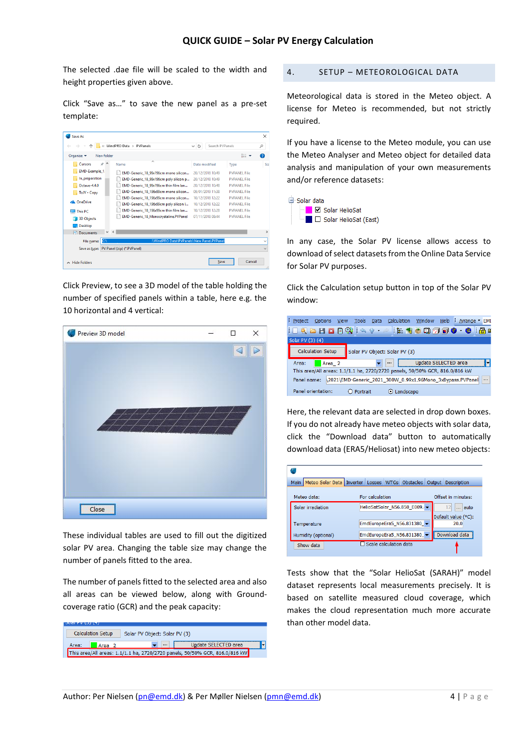The selected .dae file will be scaled to the width and height properties given above.

Click "Save as…" to save the new panel as a pre-set template:

Click Preview, to see a 3D model of the table holding the number of specified panels within a table, here e.g. the 10 horizontal and 4 vertical:

These individual tables are used to fill out the digitized solar PV area. Changing the table size may change the number of panels fitted to the area.

The number of panels fitted to the selected area and also all areas can be viewed below, along with Ground-coverage ratio (GCR) and the peak capacity:

## 4. SETUP – METEOROLOGICAL DATA

Meteorological data is stored in the Meteo object. A license for Meteo is recommended, but not strictly required.

If you have a license to the Meteo module, you can use the Meteo Analyser and Meteo object for detailed data analysis and manipulation of your own measurements and/or reference datasets:

In any case, the Solar PV license allows access to download of select datasets from the Online Data Service for Solar PV purposes.

Click the Calculation setup button in top of the Solar PV window:

Here, the relevant data are selected in drop down boxes. If you do not already have meteo objects with solar data, click the "Download data" button to automatically download data (ERA5/Heliosat) into new meteo objects:

Tests show that the "Solar HelioSat (SARAH)" model dataset represents local measurements precisely. It is based on satellite measured cloud coverage, which makes the cloud representation much more accurate than other model data.

Author: Per Nielsen (pn@emd.dk) & Per Møller Nielsen (pmn@emd.dk)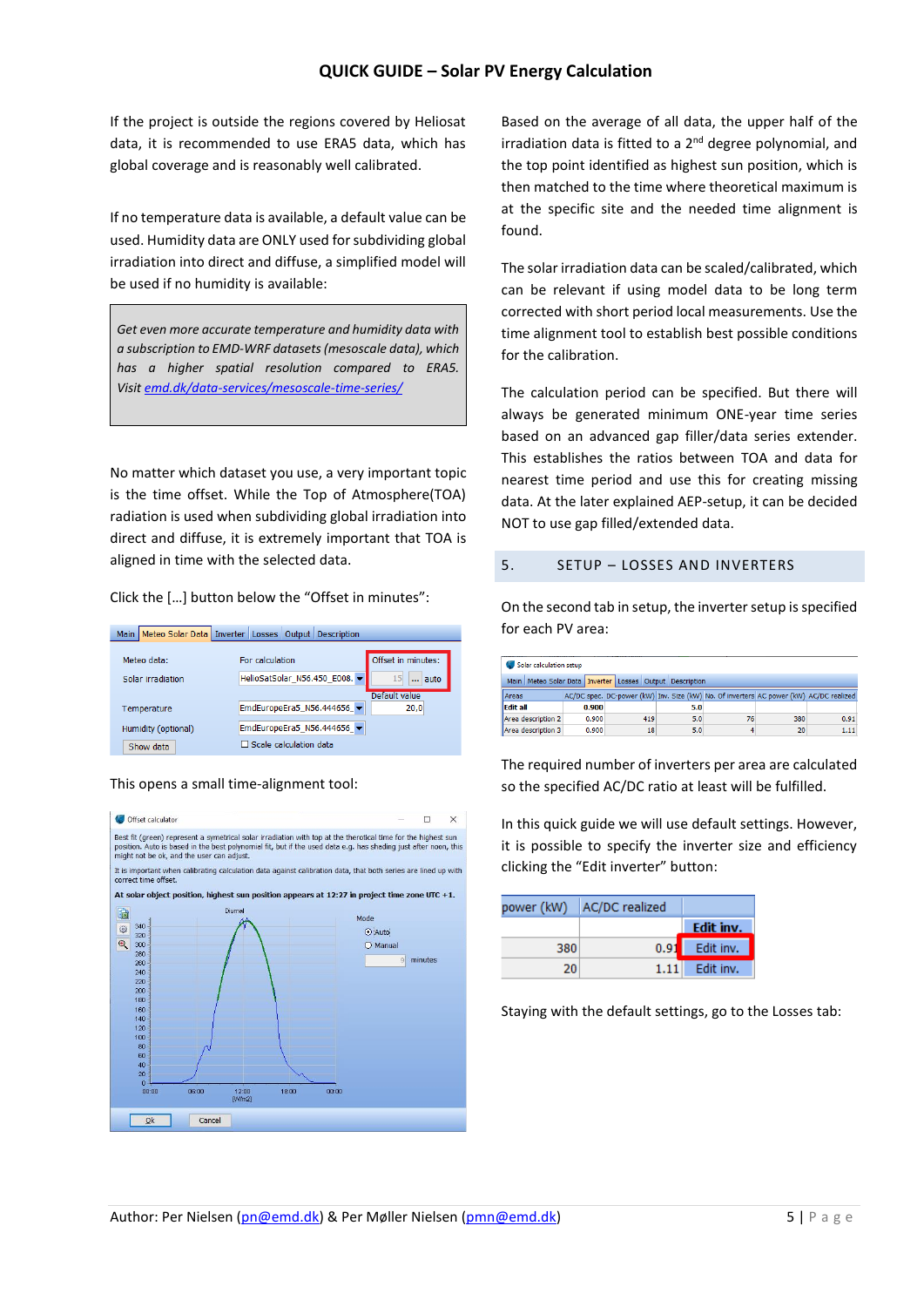If the project is outside the regions covered by Heliosat data, it is recommended to use ERA5 data, which has global coverage and is reasonably well calibrated.

If no temperature data is available, a default value can be used. Humidity data are ONLY used for subdividing global irradiation into direct and diffuse, a simplified model will be used if no humidity is available:

> *Get even more accurate temperature and humidity data with a subscription to EMD-WRF datasets (mesoscale data), which has a higher spatial resolution compared to ERA5. Visit [emd.dk/data-services/mesoscale-time-series/](emd.dk/data-services/mesoscale-time-series/)*

No matter which dataset you use, a very important topic is the time offset. While the Top of Atmosphere(TOA) radiation is used when subdividing global irradiation into direct and diffuse, it is extremely important that TOA is aligned in time with the selected data.

Click the [...] button below the "Offset in minutes":

This opens a small time-alignment tool:

Based on the average of all data, the upper half of the irradiation data is fitted to a 2$^{nd}$ degree polynomial, and the top point identified as highest sun position, which is then matched to the time where theoretical maximum is at the specific site and the needed time alignment is found.

The solar irradiation data can be scaled/calibrated, which can be relevant if using model data to be long term corrected with short period local measurements. Use the time alignment tool to establish best possible conditions for the calibration.

The calculation period can be specified. But there will always be generated minimum ONE-year time series based on an advanced gap filler/data series extender. This establishes the ratios between TOA and data for nearest time period and use this for creating missing data. At the later explained AEP-setup, it can be decided NOT to use gap filled/extended data.

## 5. SETUP – LOSSES AND INVERTERS

On the second tab in setup, the inverter setup is specified for each PV area:

The required number of inverters per area are calculated so the specified AC/DC ratio at least will be fulfilled.

In this quick guide we will use default settings. However, it is possible to specify the inverter size and efficiency clicking the "Edit inverter" button:

Staying with the default settings, go to the Losses tab: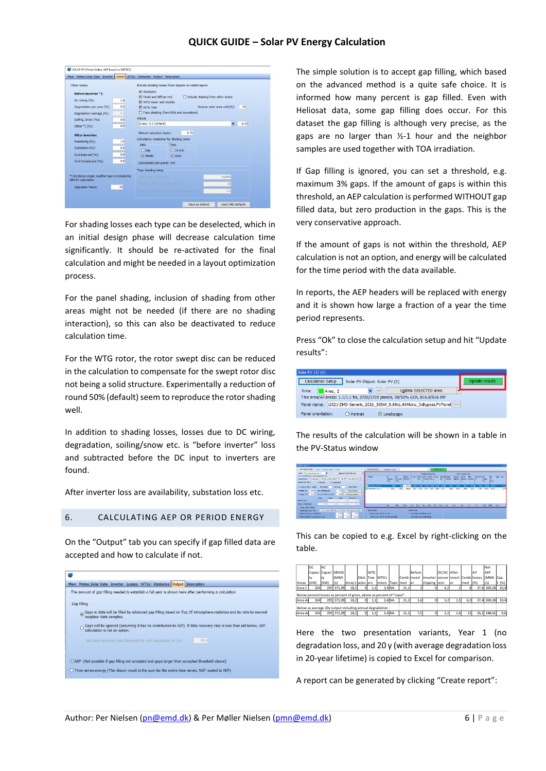For shading losses each type can be deselected, which in an initial design phase will decrease calculation time significantly. It should be re-activated for the final calculation and might be needed in a layout optimization process.

For the panel shading, inclusion of shading from other areas might not be needed (if there are no shading interaction), so this can also be deactivated to reduce calculation time.

For the WTG rotor, the rotor swept disc can be reduced in the calculation to compensate for the swept rotor disc not being a solid structure. Experimentally a reduction of round 50% (default) seem to reproduce the rotor shading well.

In addition to shading losses, losses due to DC wiring, degradation, soiling/snow etc. is "before inverter" loss and subtracted before the DC input to inverters are found.

After inverter loss are availability, substation loss etc.

## 6. CALCULATING AEP OR PERIOD ENERGY

On the "Output" tab you can specify if gap filled data are accepted and how to calculate if not.

The simple solution is to accept gap filling, which based on the advanced method is a quite safe choice. It is informed how many percent is gap filled. Even with Heliosat data, some gap filling does occur. For this dataset the gap filling is although very precise, as the gaps are no larger than ½-1 hour and the neighbor samples are used together with TOA irradiation.

If Gap filling is ignored, you can set a threshold, e.g. maximum 3% gaps. If the amount of gaps is within this threshold, an AEP calculation is performed WITHOUT gap filled data, but zero production in the gaps. This is the very conservative approach.

If the amount of gaps is not within the threshold, AEP calculation is not an option, and energy will be calculated for the time period with the data available.

In reports, the AEP headers will be replaced with energy and it is shown how large a fraction of a year the time period represents.

Press "Ok" to close the calculation setup and hit "Update results":

The results of the calculation will be shown in a table in the PV-Status window

This can be copied to e.g. Excel by right-clicking on the table.

| Areas | DC Capacity (kW) | AC Capacity (kW) | GROSS (MWh/y) | Array's | Obstacles | WTG Towers | WTG's rotors | Topo | Combined | Before inverter | Inverter clipping | DC/AC conversion | After inverter | Combined | All losses (%) | Net AEP (MWh/y) | Cap. f. (%) |
|---|---|---|---|---|---|---|---|---|---|---|---|---|---|---|---|---|---|
| Area 1 | 324 | 295 | 371,09 | 18,2 | 0 | 1,1 | 3,4 | NA | 21,1 | 2 | 0 | 4,2 | 2 | 8 | 27,4 | 269,28 | 10,4 |
| Below percent losses as percent of gross, above as percent of "input". | | | | | | | | | | | | | | | | | |
| Area da | 324 | 295 | 371,09 | 18,2 | 0 | 1,1 | 3,4 | NA | 21,1 | 1,6 | 0 | 3,2 | 1,5 | 6,3 | 27,4 | 269,28 | 10,4 |
| Below as average 20y output including annual degradation | | | | | | | | | | | | | | | | | |
| Area da | 324 | 295 | 371,09 | 18,2 | 0 | 1,1 | 3,4 | NA | 21,1 | 7,5 | 0 | 3,2 | 1,4 | 12 | 33,2 | 248,02 | 9,6 |

Here the two presentation variants, Year 1 (no degradation loss, and 20 y (with average degradation loss in 20-year lifetime) is copied to Excel for comparison.

A report can be generated by clicking "Create report":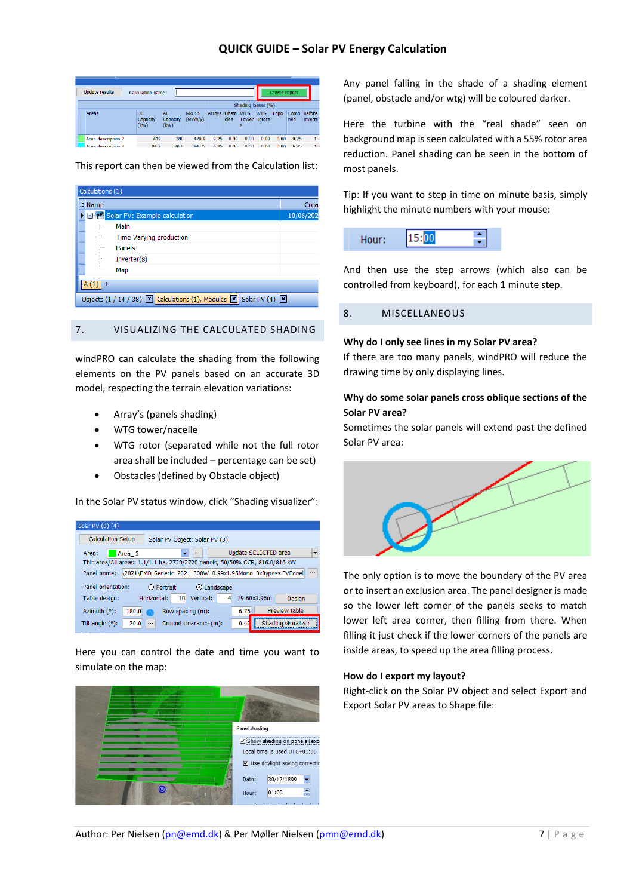This report can then be viewed from the Calculation list:

## 7. VISUALIZING THE CALCULATED SHADING

windPRO can calculate the shading from the following elements on the PV panels based on an accurate 3D model, respecting the terrain elevation variations:

- Array's (panels shading)
- WTG tower/nacelle
- WTG rotor (separated while not the full rotor area shall be included – percentage can be set)
- Obstacles (defined by Obstacle object)

In the Solar PV status window, click "Shading visualizer":

Here you can control the date and time you want to simulate on the map:

Any panel falling in the shade of a shading element (panel, obstacle and/or wtg) will be coloured darker.

Here the turbine with the "real shade" seen on background map is seen calculated with a 55% rotor area reduction. Panel shading can be seen in the bottom of most panels.

Tip: If you want to step in time on minute basis, simply highlight the minute numbers with your mouse:

And then use the step arrows (which also can be controlled from keyboard), for each 1 minute step.

## 8. MISCELLANEOUS

**Why do I only see lines in my Solar PV area?**

If there are too many panels, windPRO will reduce the drawing time by only displaying lines.

**Why do some solar panels cross oblique sections of the Solar PV area?**

Sometimes the solar panels will extend past the defined Solar PV area:

The only option is to move the boundary of the PV area or to insert an exclusion area. The panel designer is made so the lower left corner of the panels seeks to match lower left area corner, then filling from there. When filling it just check if the lower corners of the panels are inside areas, to speed up the area filling process.

**How do I export my layout?**

Right-click on the Solar PV object and select Export and Export Solar PV areas to Shape file: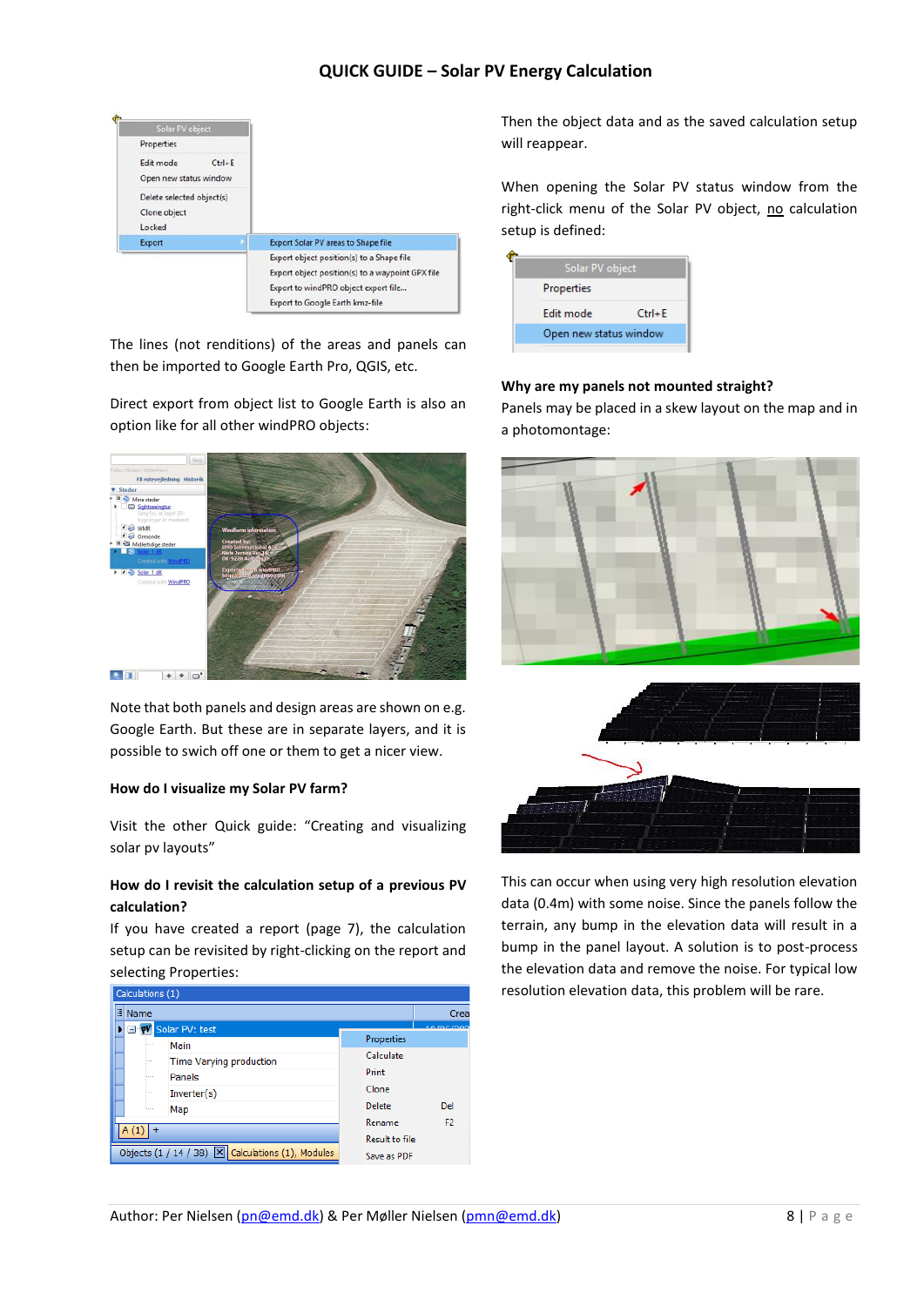## QUICK GUIDE – Solar PV Energy Calculation

The lines (not renditions) of the areas and panels can then be imported to Google Earth Pro, QGIS, etc.

Direct export from object list to Google Earth is also an option like for all other windPRO objects:

Note that both panels and design areas are shown on e.g. Google Earth. But these are in separate layers, and it is possible to swich off one or them to get a nicer view.

**How do I visualize my Solar PV farm?**

Visit the other Quick guide: "Creating and visualizing solar pv layouts"

**How do I revisit the calculation setup of a previous PV calculation?**

If you have created a report (page 7), the calculation setup can be revisited by right-clicking on the report and selecting Properties:

Then the object data and as the saved calculation setup will reappear.

When opening the Solar PV status window from the right-click menu of the Solar PV object, no calculation setup is defined:

**Why are my panels not mounted straight?**

Panels may be placed in a skew layout on the map and in a photomontage:

This can occur when using very high resolution elevation data (0.4m) with some noise. Since the panels follow the terrain, any bump in the elevation data will result in a bump in the panel layout. A solution is to post-process the elevation data and remove the noise. For typical low resolution elevation data, this problem will be rare.

Author: Per Nielsen (pn@emd.dk) & Per Møller Nielsen (pmn@emd.dk)